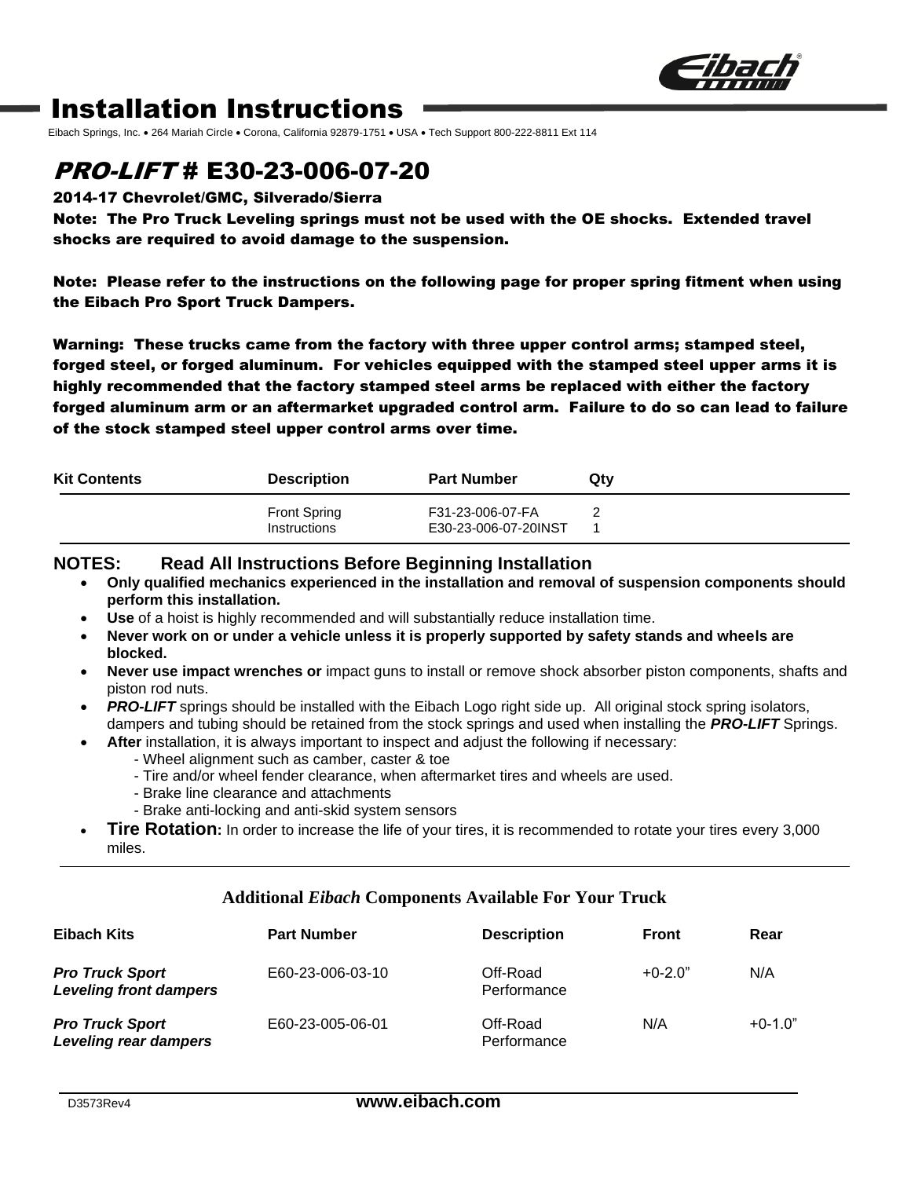# Installation Instructions

Eibach Springs, Inc. • 264 Mariah Circle • Corona, California 92879-1751 • USA • Tech Support 800-222-8811 Ext 114

## *PRO-LIFT* # E30-23-006-07-20

**2014-17 Chevrolet/GMC, Silverado/Sierra**

**Note: The Pro Truck Leveling springs must not be used with the OE shocks. Extended travel shocks are required to avoid damage to the suspension.**

**Note: Please refer to the instructions on the following page for proper spring fitment when using the Eibach Pro Sport Truck Dampers.**

**Warning: These trucks came from the factory with three upper control arms; stamped steel, forged steel, or forged aluminum. For vehicles equipped with the stamped steel upper arms it is highly recommended that the factory stamped steel arms be replaced with either the factory forged aluminum arm or an aftermarket upgraded control arm. Failure to do so can lead to failure of the stock stamped steel upper control arms over time.**

| Kit Contents | Description | Part Number | Qty |
|---|---|---|---|
| | Front Spring | F31-23-006-07-FA | 2 |
| | Instructions | E30-23-006-07-20INST | 1 |

### NOTES: Read All Instructions Before Beginning Installation

- **Only qualified mechanics experienced in the installation and removal of suspension components should perform this installation.**
- **Use** of a hoist is highly recommended and will substantially reduce installation time.
- **Never work on or under a vehicle unless it is properly supported by safety stands and wheels are blocked.**
- **Never use impact wrenches or** impact guns to install or remove shock absorber piston components, shafts and piston rod nuts.
- ***PRO-LIFT*** springs should be installed with the Eibach Logo right side up. All original stock spring isolators, dampers and tubing should be retained from the stock springs and used when installing the ***PRO-LIFT*** Springs.
- **After** installation, it is always important to inspect and adjust the following if necessary:
  - Wheel alignment such as camber, caster & toe
  - Tire and/or wheel fender clearance, when aftermarket tires and wheels are used.
  - Brake line clearance and attachments
  - Brake anti-locking and anti-skid system sensors
- **Tire Rotation:** In order to increase the life of your tires, it is recommended to rotate your tires every 3,000 miles.

### Additional *Eibach* Components Available For Your Truck

| Eibach Kits | Part Number | Description | Front | Rear |
|---|---|---|---|---|
| ***Pro Truck Sport Leveling front dampers*** | E60-23-006-03-10 | Off-Road Performance | +0-2.0" | N/A |
| ***Pro Truck Sport Leveling rear dampers*** | E60-23-005-06-01 | Off-Road Performance | N/A | +0-1.0" |

D3573Rev4 **www.eibach.com**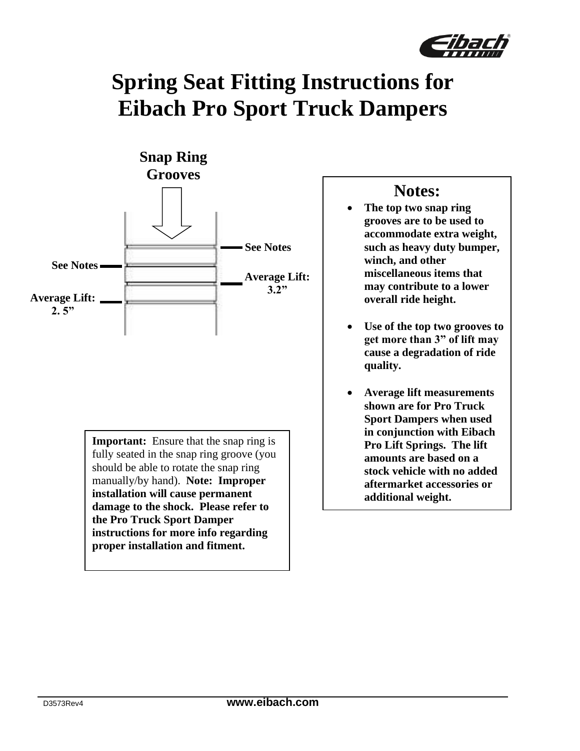# Spring Seat Fitting Instructions for Eibach Pro Sport Truck Dampers

Snap Ring Grooves

See Notes

See Notes

Average Lift: 3.2”

Average Lift: 2. 5”

## Notes:

- **The top two snap ring grooves are to be used to accommodate extra weight, such as heavy duty bumper, winch, and other miscellaneous items that may contribute to a lower overall ride height.**
- **Use of the top two grooves to get more than 3” of lift may cause a degradation of ride quality.**
- **Average lift measurements shown are for Pro Truck Sport Dampers when used in conjunction with Eibach Pro Lift Springs. The lift amounts are based on a stock vehicle with no added aftermarket accessories or additional weight.**

**Important:** Ensure that the snap ring is fully seated in the snap ring groove (you should be able to rotate the snap ring manually/by hand). **Note: Improper installation will cause permanent damage to the shock. Please refer to the Pro Truck Sport Damper instructions for more info regarding proper installation and fitment.**

D3573Rev4 **www.eibach.com**